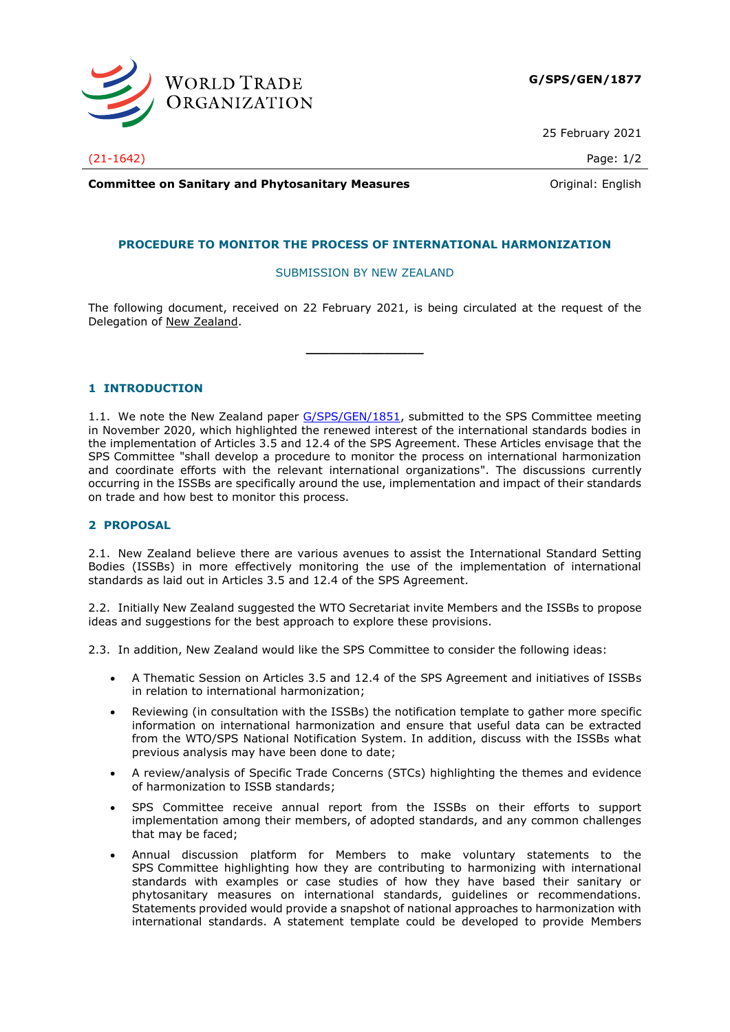G/SPS/GEN/1877

25 February 2021

(21-1642)

**Committee on Sanitary and Phytosanitary Measures** Original: English

## PROCEDURE TO MONITOR THE PROCESS OF INTERNATIONAL HARMONIZATION

SUBMISSION BY NEW ZEALAND

The following document, received on 22 February 2021, is being circulated at the request of the Delegation of New Zealand.

---

## 1 INTRODUCTION

1.1. We note the New Zealand paper G/SPS/GEN/1851, submitted to the SPS Committee meeting in November 2020, which highlighted the renewed interest of the international standards bodies in the implementation of Articles 3.5 and 12.4 of the SPS Agreement. These Articles envisage that the SPS Committee "shall develop a procedure to monitor the process on international harmonization and coordinate efforts with the relevant international organizations". The discussions currently occurring in the ISSBs are specifically around the use, implementation and impact of their standards on trade and how best to monitor this process.

## 2 PROPOSAL

2.1. New Zealand believe there are various avenues to assist the International Standard Setting Bodies (ISSBs) in more effectively monitoring the use of the implementation of international standards as laid out in Articles 3.5 and 12.4 of the SPS Agreement.

2.2. Initially New Zealand suggested the WTO Secretariat invite Members and the ISSBs to propose ideas and suggestions for the best approach to explore these provisions.

2.3. In addition, New Zealand would like the SPS Committee to consider the following ideas:

- A Thematic Session on Articles 3.5 and 12.4 of the SPS Agreement and initiatives of ISSBs in relation to international harmonization;
- Reviewing (in consultation with the ISSBs) the notification template to gather more specific information on international harmonization and ensure that useful data can be extracted from the WTO/SPS National Notification System. In addition, discuss with the ISSBs what previous analysis may have been done to date;
- A review/analysis of Specific Trade Concerns (STCs) highlighting the themes and evidence of harmonization to ISSB standards;
- SPS Committee receive annual report from the ISSBs on their efforts to support implementation among their members, of adopted standards, and any common challenges that may be faced;
- Annual discussion platform for Members to make voluntary statements to the SPS Committee highlighting how they are contributing to harmonizing with international standards with examples or case studies of how they have based their sanitary or phytosanitary measures on international standards, guidelines or recommendations. Statements provided would provide a snapshot of national approaches to harmonization with international standards. A statement template could be developed to provide Members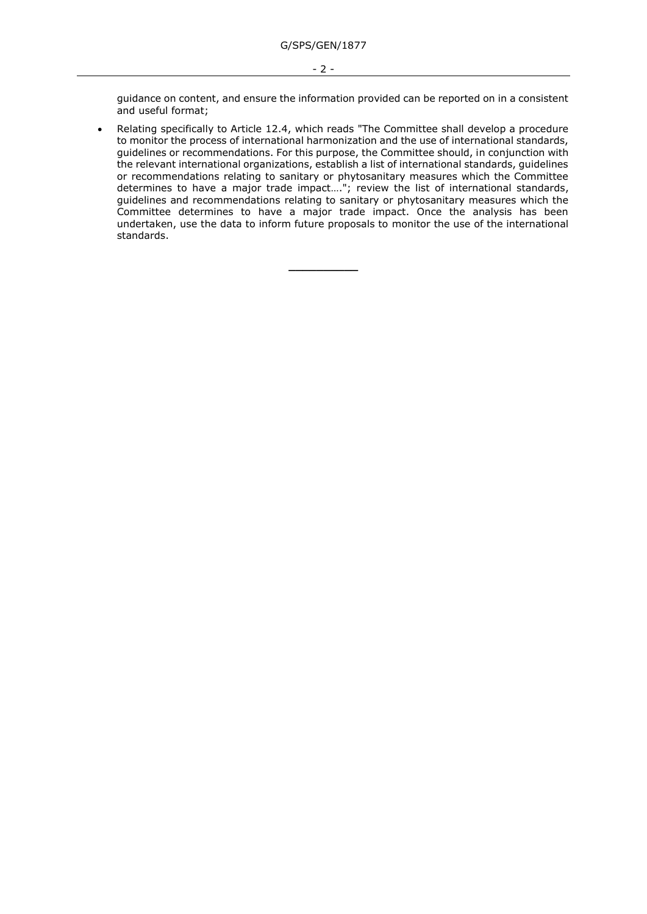guidance on content, and ensure the information provided can be reported on in a consistent and useful format;

- Relating specifically to Article 12.4, which reads "The Committee shall develop a procedure to monitor the process of international harmonization and the use of international standards, guidelines or recommendations. For this purpose, the Committee should, in conjunction with the relevant international organizations, establish a list of international standards, guidelines or recommendations relating to sanitary or phytosanitary measures which the Committee determines to have a major trade impact…."; review the list of international standards, guidelines and recommendations relating to sanitary or phytosanitary measures which the Committee determines to have a major trade impact. Once the analysis has been undertaken, use the data to inform future proposals to monitor the use of the international standards.

__________